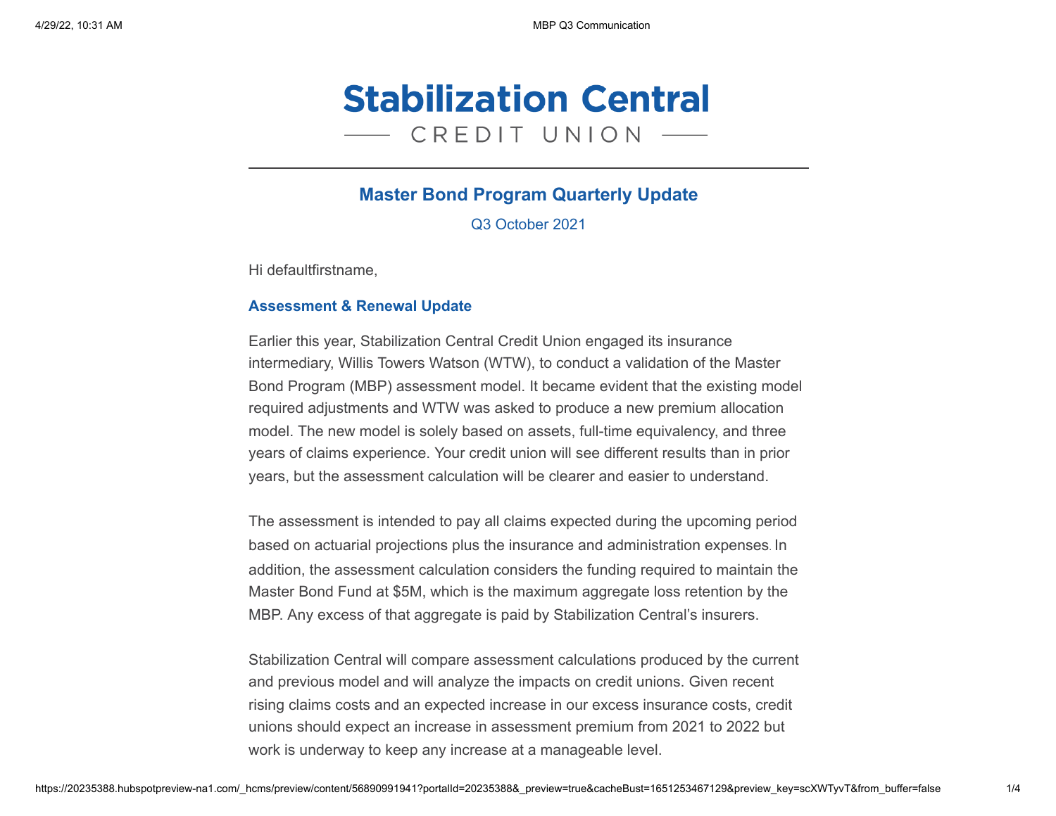# Stabilization Central

CREDIT UNION

## Master Bond Program Quarterly Update

Q3 October 2021

Hi defaultfirstname,

### Assessment & Renewal Update

Earlier this year, Stabilization Central Credit Union engaged its insurance intermediary, Willis Towers Watson (WTW), to conduct a validation of the Master Bond Program (MBP) assessment model. It became evident that the existing model required adjustments and WTW was asked to produce a new premium allocation model. The new model is solely based on assets, full-time equivalency, and three years of claims experience. Your credit union will see different results than in prior years, but the assessment calculation will be clearer and easier to understand.

The assessment is intended to pay all claims expected during the upcoming period based on actuarial projections plus the insurance and administration expenses. In addition, the assessment calculation considers the funding required to maintain the Master Bond Fund at $5M, which is the maximum aggregate loss retention by the MBP. Any excess of that aggregate is paid by Stabilization Central's insurers.

Stabilization Central will compare assessment calculations produced by the current and previous model and will analyze the impacts on credit unions. Given recent rising claims costs and an expected increase in our excess insurance costs, credit unions should expect an increase in assessment premium from 2021 to 2022 but work is underway to keep any increase at a manageable level.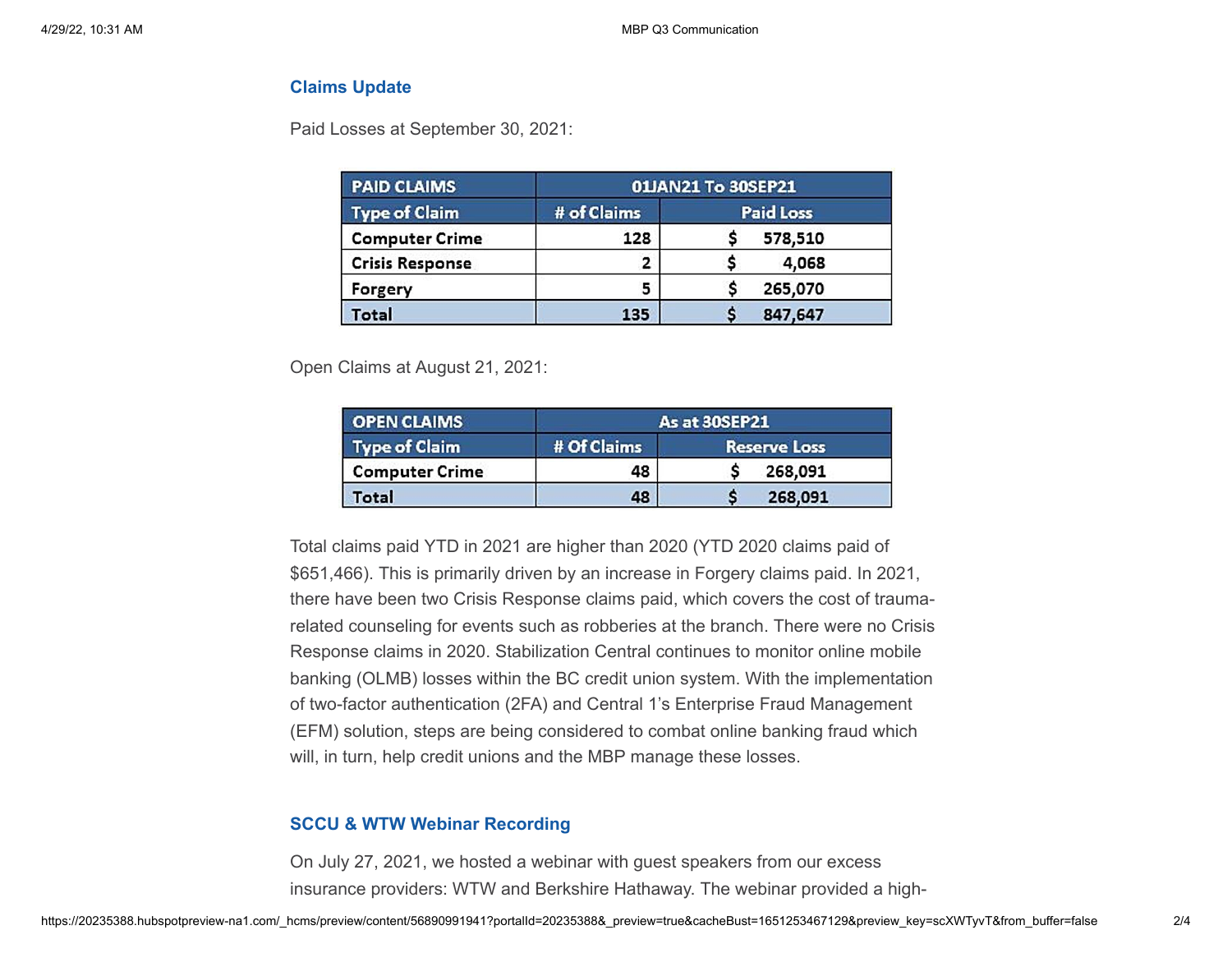## Claims Update

Paid Losses at September 30, 2021:

| PAID CLAIMS | 01JAN21 To 30SEP21 | |
|---|---|---|
| Type of Claim | # of Claims | Paid Loss |
| Computer Crime | 128 | $ 578,510 |
| Crisis Response | 2 | $ 4,068 |
| Forgery | 5 | $ 265,070 |
| Total | 135 | $ 847,647 |

Open Claims at August 21, 2021:

| OPEN CLAIMS | As at 30SEP21 | |
|---|---|---|
| Type of Claim | # Of Claims | Reserve Loss |
| Computer Crime | 48 | $ 268,091 |
| Total | 48 | $ 268,091 |

Total claims paid YTD in 2021 are higher than 2020 (YTD 2020 claims paid of $651,466). This is primarily driven by an increase in Forgery claims paid. In 2021, there have been two Crisis Response claims paid, which covers the cost of trauma-related counseling for events such as robberies at the branch. There were no Crisis Response claims in 2020. Stabilization Central continues to monitor online mobile banking (OLMB) losses within the BC credit union system. With the implementation of two-factor authentication (2FA) and Central 1's Enterprise Fraud Management (EFM) solution, steps are being considered to combat online banking fraud which will, in turn, help credit unions and the MBP manage these losses.

## SCCU & WTW Webinar Recording

On July 27, 2021, we hosted a webinar with guest speakers from our excess insurance providers: WTW and Berkshire Hathaway. The webinar provided a high-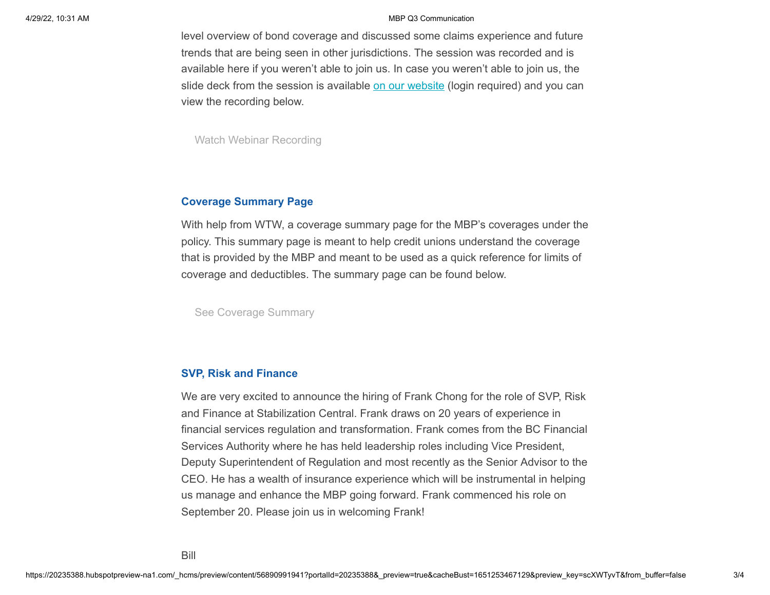level overview of bond coverage and discussed some claims experience and future trends that are being seen in other jurisdictions. The session was recorded and is available here if you weren't able to join us. In case you weren't able to join us, the slide deck from the session is available [on our website](#) (login required) and you can view the recording below.

Watch Webinar Recording

### Coverage Summary Page

With help from WTW, a coverage summary page for the MBP's coverages under the policy. This summary page is meant to help credit unions understand the coverage that is provided by the MBP and meant to be used as a quick reference for limits of coverage and deductibles. The summary page can be found below.

See Coverage Summary

### SVP, Risk and Finance

We are very excited to announce the hiring of Frank Chong for the role of SVP, Risk and Finance at Stabilization Central. Frank draws on 20 years of experience in financial services regulation and transformation. Frank comes from the BC Financial Services Authority where he has held leadership roles including Vice President, Deputy Superintendent of Regulation and most recently as the Senior Advisor to the CEO. He has a wealth of insurance experience which will be instrumental in helping us manage and enhance the MBP going forward. Frank commenced his role on September 20. Please join us in welcoming Frank!

Bill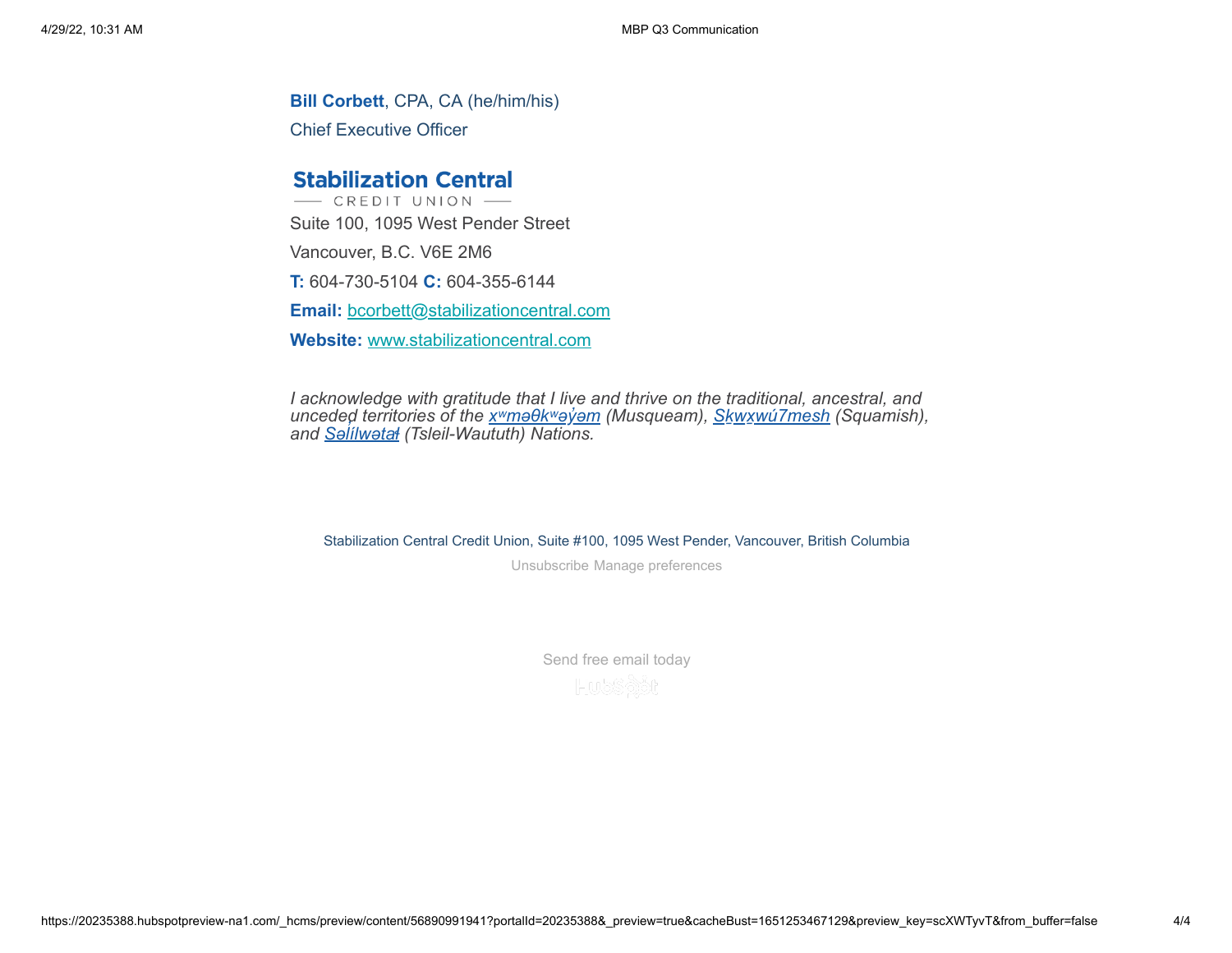**Bill Corbett**, CPA, CA (he/him/his)

Chief Executive Officer

**Stabilization Central**
CREDIT UNION

Suite 100, 1095 West Pender Street

Vancouver, B.C. V6E 2M6

**T:** 604-730-5104 **C:** 604-355-6144

**Email:** bcorbett@stabilizationcentral.com

**Website:** www.stabilizationcentral.com

*I acknowledge with gratitude that I live and thrive on the traditional, ancestral, and unceded territories of the xʷməθkʷəy̓əm (Musqueam), Sḵwx̱wú7mesh (Squamish), and Səlílwətaɬ (Tsleil-Waututh) Nations.*

Stabilization Central Credit Union, Suite #100, 1095 West Pender, Vancouver, British Columbia

Unsubscribe Manage preferences

Send free email today

HubSpot